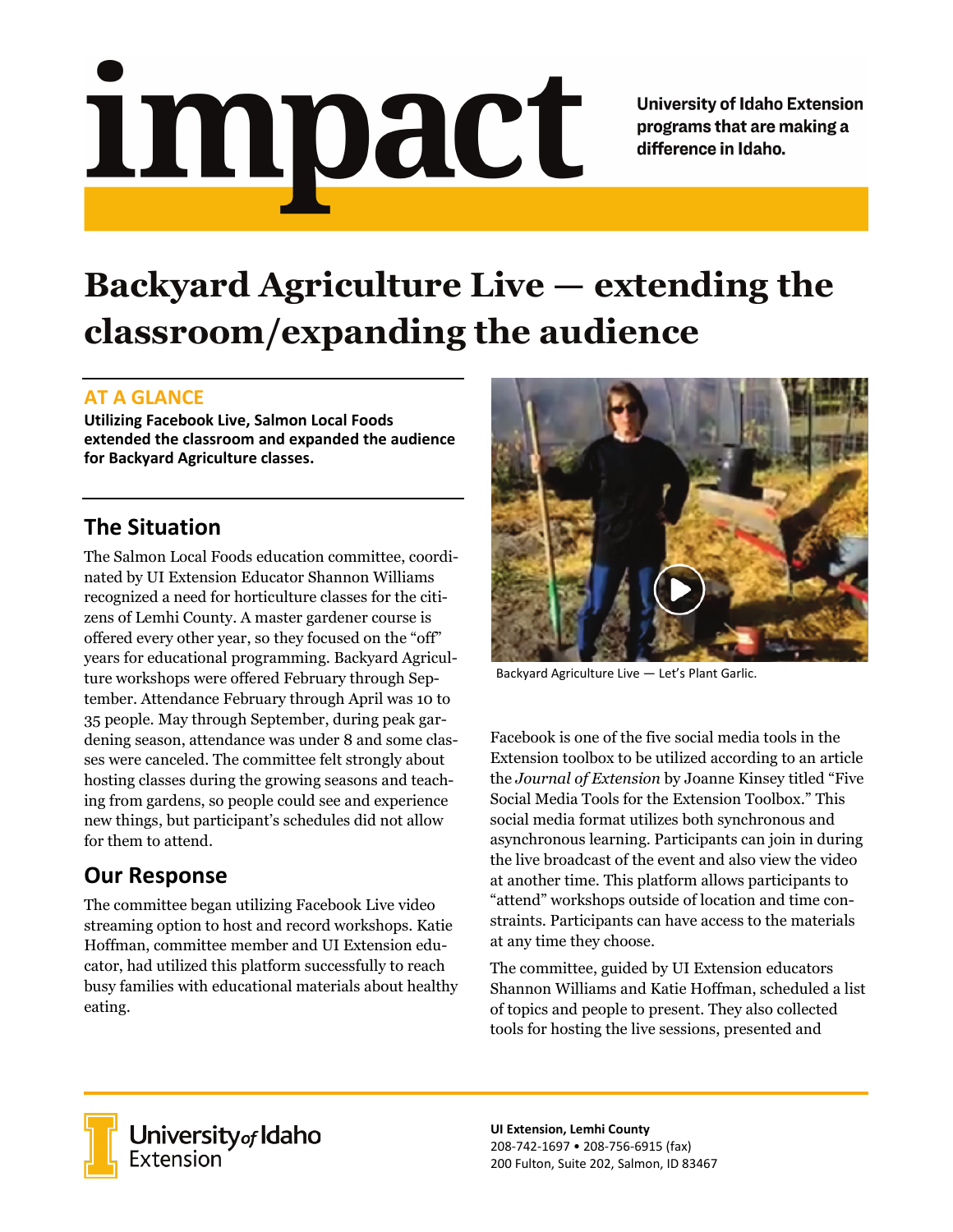# impact

**University of Idaho Extension programs that are making a difference in Idaho.**

# Backyard Agriculture Live — extending the classroom/expanding the audience

### AT A GLANCE

**Utilizing Facebook Live, Salmon Local Foods extended the classroom and expanded the audience for Backyard Agriculture classes.**

## The Situation

The Salmon Local Foods education committee, coordinated by UI Extension Educator Shannon Williams recognized a need for horticulture classes for the citizens of Lemhi County. A master gardener course is offered every other year, so they focused on the "off" years for educational programming. Backyard Agriculture workshops were offered February through September. Attendance February through April was 10 to 35 people. May through September, during peak gardening season, attendance was under 8 and some classes were canceled. The committee felt strongly about hosting classes during the growing seasons and teaching from gardens, so people could see and experience new things, but participant's schedules did not allow for them to attend.

## Our Response

The committee began utilizing Facebook Live video streaming option to host and record workshops. Katie Hoffman, committee member and UI Extension educator, had utilized this platform successfully to reach busy families with educational materials about healthy eating.

Backyard Agriculture Live — Let's Plant Garlic.

Facebook is one of the five social media tools in the Extension toolbox to be utilized according to an article the *Journal of Extension* by Joanne Kinsey titled "Five Social Media Tools for the Extension Toolbox." This social media format utilizes both synchronous and asynchronous learning. Participants can join in during the live broadcast of the event and also view the video at another time. This platform allows participants to "attend" workshops outside of location and time constraints. Participants can have access to the materials at any time they choose.

The committee, guided by UI Extension educators Shannon Williams and Katie Hoffman, scheduled a list of topics and people to present. They also collected tools for hosting the live sessions, presented and

University of Idaho Extension

**UI Extension, Lemhi County**
208-742-1697 • 208-756-6915 (fax)
200 Fulton, Suite 202, Salmon, ID 83467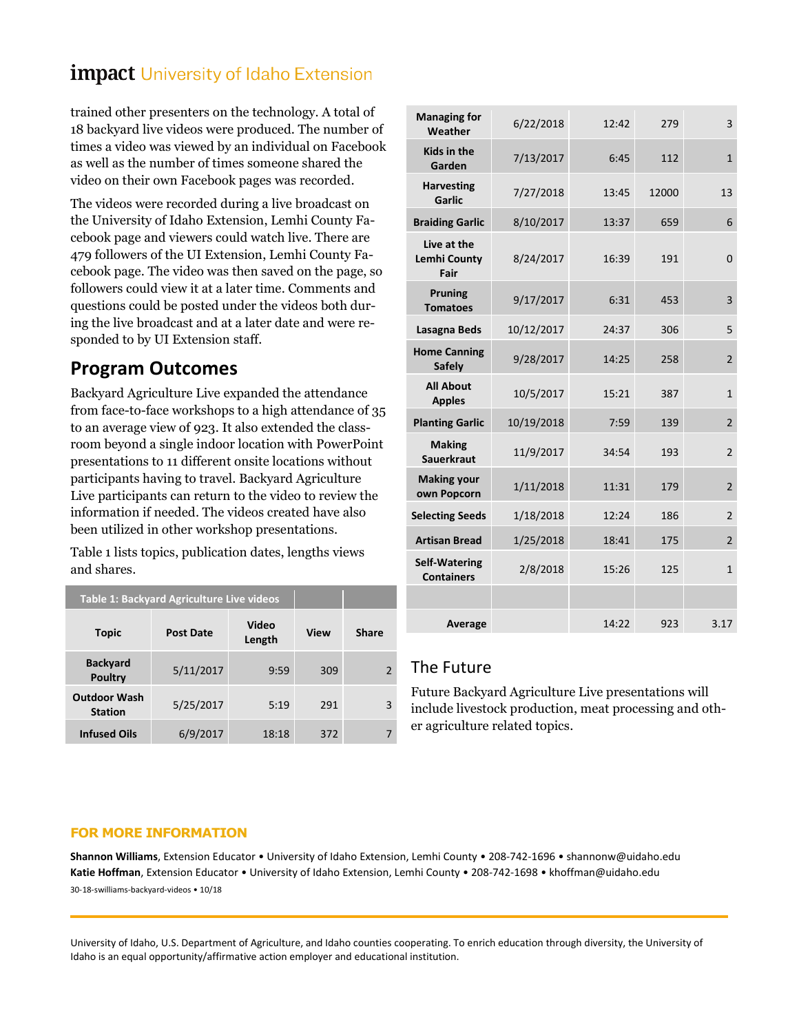trained other presenters on the technology. A total of 18 backyard live videos were produced. The number of times a video was viewed by an individual on Facebook as well as the number of times someone shared the video on their own Facebook pages was recorded.

The videos were recorded during a live broadcast on the University of Idaho Extension, Lemhi County Facebook page and viewers could watch live. There are 479 followers of the UI Extension, Lemhi County Facebook page. The video was then saved on the page, so followers could view it at a later time. Comments and questions could be posted under the videos both during the live broadcast and at a later date and were responded to by UI Extension staff.

## Program Outcomes

Backyard Agriculture Live expanded the attendance from face-to-face workshops to a high attendance of 35 to an average view of 923. It also extended the classroom beyond a single indoor location with PowerPoint presentations to 11 different onsite locations without participants having to travel. Backyard Agriculture Live participants can return to the video to review the information if needed. The videos created have also been utilized in other workshop presentations.

Table 1 lists topics, publication dates, lengths views and shares.

**Table 1: Backyard Agriculture Live videos**

| Topic | Post Date | Video Length | View | Share |
|---|---|---|---|---|
| Backyard Poultry | 5/11/2017 | 9:59 | 309 | 2 |
| Outdoor Wash Station | 5/25/2017 | 5:19 | 291 | 3 |
| Infused Oils | 6/9/2017 | 18:18 | 372 | 7 |
| Managing for Weather | 6/22/2018 | 12:42 | 279 | 3 |
| Kids in the Garden | 7/13/2017 | 6:45 | 112 | 1 |
| Harvesting Garlic | 7/27/2018 | 13:45 | 12000 | 13 |
| Braiding Garlic | 8/10/2017 | 13:37 | 659 | 6 |
| Live at the Lemhi County Fair | 8/24/2017 | 16:39 | 191 | 0 |
| Pruning Tomatoes | 9/17/2017 | 6:31 | 453 | 3 |
| Lasagna Beds | 10/12/2017 | 24:37 | 306 | 5 |
| Home Canning Safely | 9/28/2017 | 14:25 | 258 | 2 |
| All About Apples | 10/5/2017 | 15:21 | 387 | 1 |
| Planting Garlic | 10/19/2018 | 7:59 | 139 | 2 |
| Making Sauerkraut | 11/9/2017 | 34:54 | 193 | 2 |
| Making your own Popcorn | 1/11/2018 | 11:31 | 179 | 2 |
| Selecting Seeds | 1/18/2018 | 12:24 | 186 | 2 |
| Artisan Bread | 1/25/2018 | 18:41 | 175 | 2 |
| Self-Watering Containers | 2/8/2018 | 15:26 | 125 | 1 |
| | | | | |
| Average | | 14:22 | 923 | 3.17 |

## The Future

Future Backyard Agriculture Live presentations will include livestock production, meat processing and other agriculture related topics.

**FOR MORE INFORMATION**

**Shannon Williams**, Extension Educator • University of Idaho Extension, Lemhi County • 208-742-1696 • shannonw@uidaho.edu
**Katie Hoffman**, Extension Educator • University of Idaho Extension, Lemhi County • 208-742-1698 • khoffman@uidaho.edu

30-18-swilliams-backyard-videos • 10/18

University of Idaho, U.S. Department of Agriculture, and Idaho counties cooperating. To enrich education through diversity, the University of Idaho is an equal opportunity/affirmative action employer and educational institution.